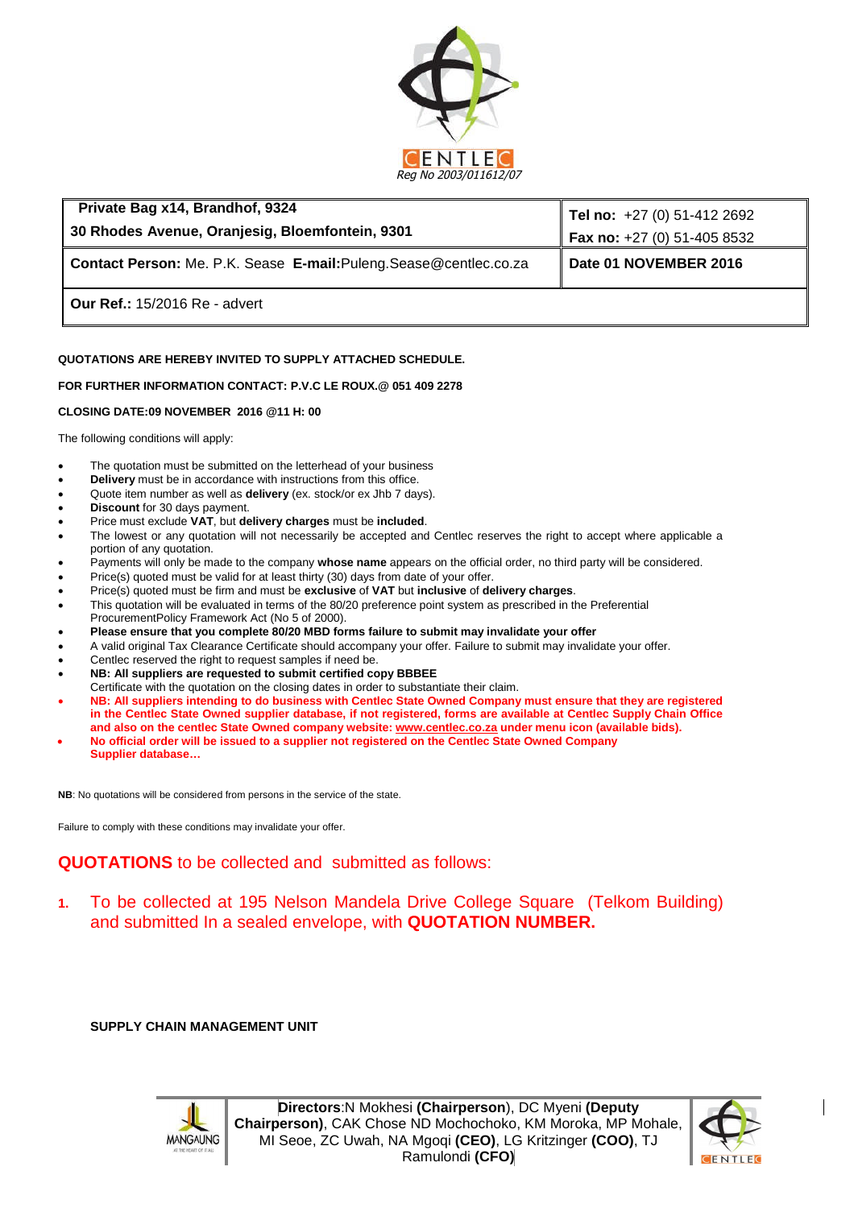CENTLEC
*Reg No 2003/011612/07*

| | |
|---|---|
| **Private Bag x14, Brandhof, 9324**<br>**30 Rhodes Avenue, Oranjesig, Bloemfontein, 9301** | **Tel no:** +27 (0) 51-412 2692<br>**Fax no:** +27 (0) 51-405 8532 |
| **Contact Person:** Me. P.K. Sease **E-mail:**Puleng.Sease@centlec.co.za | **Date 01 NOVEMBER 2016** |
| **Our Ref.:** 15/2016 Re - advert | |

**QUOTATIONS ARE HEREBY INVITED TO SUPPLY ATTACHED SCHEDULE.**

**FOR FURTHER INFORMATION CONTACT: P.V.C LE ROUX.@ 051 409 2278**

**CLOSING DATE:09 NOVEMBER 2016 @11 H: 00**

The following conditions will apply:

- The quotation must be submitted on the letterhead of your business
- **Delivery** must be in accordance with instructions from this office.
- Quote item number as well as **delivery** (ex. stock/or ex Jhb 7 days).
- **Discount** for 30 days payment.
- Price must exclude **VAT**, but **delivery charges** must be **included**.
- The lowest or any quotation will not necessarily be accepted and Centlec reserves the right to accept where applicable a portion of any quotation.
- Payments will only be made to the company **whose name** appears on the official order, no third party will be considered.
- Price(s) quoted must be valid for at least thirty (30) days from date of your offer.
- Price(s) quoted must be firm and must be **exclusive** of **VAT** but **inclusive** of **delivery charges**.
- This quotation will be evaluated in terms of the 80/20 preference point system as prescribed in the Preferential ProcurementPolicy Framework Act (No 5 of 2000).
- **Please ensure that you complete 80/20 MBD forms failure to submit may invalidate your offer**
- A valid original Tax Clearance Certificate should accompany your offer. Failure to submit may invalidate your offer.
- Centlec reserved the right to request samples if need be.
- **NB: All suppliers are requested to submit certified copy BBBEE** Certificate with the quotation on the closing dates in order to substantiate their claim.
- **NB: All suppliers intending to do business with Centlec State Owned Company must ensure that they are registered in the Centlec State Owned supplier database, if not registered, forms are available at Centlec Supply Chain Office and also on the centlec State Owned company website: www.centlec.co.za under menu icon (available bids).**
- **No official order will be issued to a supplier not registered on the Centlec State Owned Company Supplier database…**

**NB**: No quotations will be considered from persons in the service of the state.

Failure to comply with these conditions may invalidate your offer.

## **QUOTATIONS** to be collected and submitted as follows:

1. To be collected at 195 Nelson Mandela Drive College Square (Telkom Building) and submitted In a sealed envelope, with **QUOTATION NUMBER.**

**SUPPLY CHAIN MANAGEMENT UNIT**

MANGAUNG

**Directors**:N Mokhesi **(Chairperson)**, DC Myeni **(Deputy Chairperson)**, CAK Chose ND Mochochoko, KM Moroka, MP Mohale, MI Seoe, ZC Uwah, NA Mgoqi **(CEO)**, LG Kritzinger **(COO)**, TJ Ramulondi **(CFO)**

CENTLEC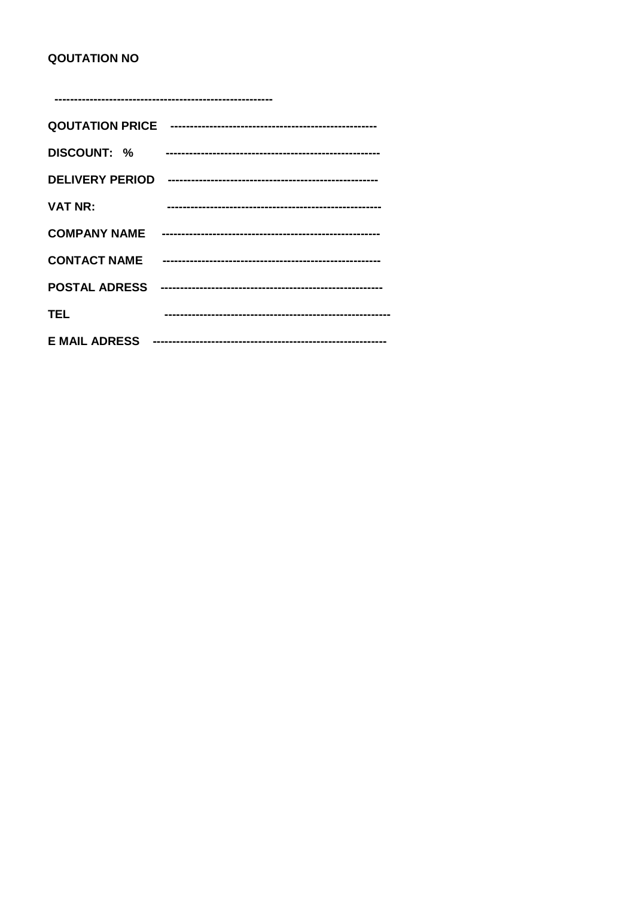**QOUTATION NO**

-------------------------------------------------------

**QOUTATION PRICE** ----------------------------------------------------

**DISCOUNT: %** ------------------------------------------------------

**DELIVERY PERIOD** -----------------------------------------------------

**VAT NR:** ------------------------------------------------------

**COMPANY NAME** -------------------------------------------------------

**CONTACT NAME** -------------------------------------------------------

**POSTAL ADRESS** --------------------------------------------------------

**TEL** ----------------------------------------------------------

**E MAIL ADRESS** -----------------------------------------------------------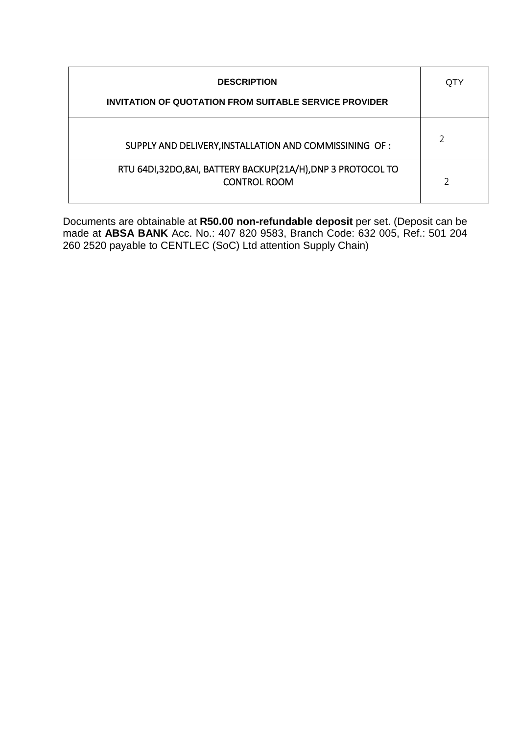| **DESCRIPTION**<br><br>**INVITATION OF QUOTATION FROM SUITABLE SERVICE PROVIDER** | QTY |
|---|---|
| SUPPLY AND DELIVERY,INSTALLATION AND COMMISSINING OF : | 2 |
| RTU 64DI,32DO,8AI, BATTERY BACKUP(21A/H),DNP 3 PROTOCOL TO CONTROL ROOM | 2 |

Documents are obtainable at **R50.00 non-refundable deposit** per set. (Deposit can be made at **ABSA BANK** Acc. No.: 407 820 9583, Branch Code: 632 005, Ref.: 501 204 260 2520 payable to CENTLEC (SoC) Ltd attention Supply Chain)